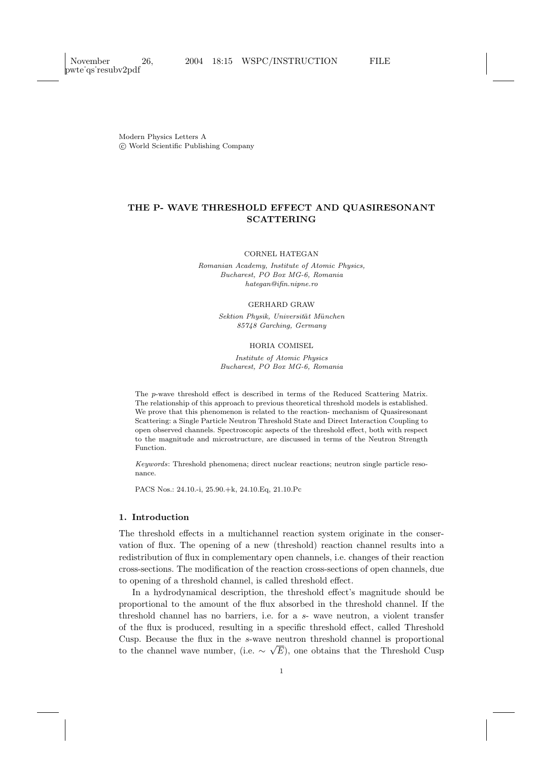Modern Physics Letters A
© World Scientific Publishing Company

# THE P- WAVE THRESHOLD EFFECT AND QUASIRESONANT SCATTERING

CORNEL HATEGAN

*Romanian Academy, Institute of Atomic Physics,*
*Bucharest, PO Box MG-6, Romania*
*hategan@ifin.nipne.ro*

GERHARD GRAW

*Sektion Physik, Universität München*
*85748 Garching, Germany*

HORIA COMISEL

*Institute of Atomic Physics*
*Bucharest, PO Box MG-6, Romania*

The *p*-wave threshold effect is described in terms of the Reduced Scattering Matrix. The relationship of this approach to previous theoretical threshold models is established. We prove that this phenomenon is related to the reaction- mechanism of Quasiresonant Scattering: a Single Particle Neutron Threshold State and Direct Interaction Coupling to open observed channels. Spectroscopic aspects of the threshold effect, both with respect to the magnitude and microstructure, are discussed in terms of the Neutron Strength Function.

*Keywords*: Threshold phenomena; direct nuclear reactions; neutron single particle resonance.

PACS Nos.: 24.10.-i, 25.90.+k, 24.10.Eq, 21.10.Pc

## 1. Introduction

The threshold effects in a multichannel reaction system originate in the conservation of flux. The opening of a new (threshold) reaction channel results into a redistribution of flux in complementary open channels, i.e. changes of their reaction cross-sections. The modification of the reaction cross-sections of open channels, due to opening of a threshold channel, is called threshold effect.

In a hydrodynamical description, the threshold effect's magnitude should be proportional to the amount of the flux absorbed in the threshold channel. If the threshold channel has no barriers, i.e. for a *s*- wave neutron, a violent transfer of the flux is produced, resulting in a specific threshold effect, called Threshold Cusp. Because the flux in the *s*-wave neutron threshold channel is proportional to the channel wave number, (i.e. $\sim \sqrt{E}$), one obtains that the Threshold Cusp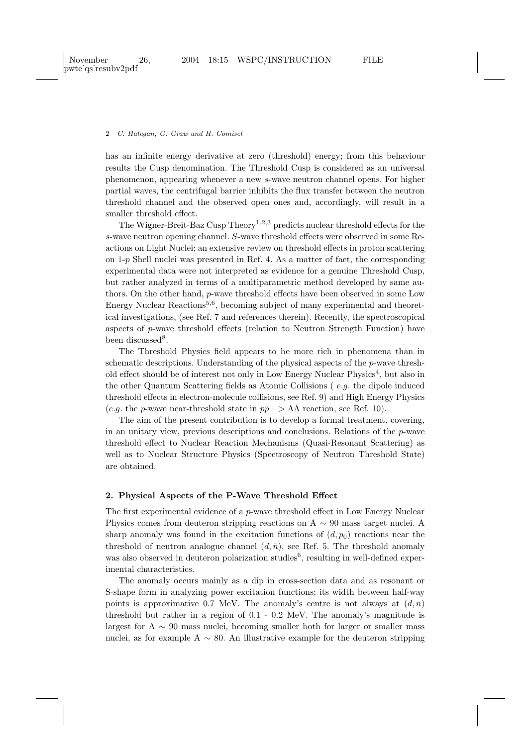has an infinite energy derivative at zero (threshold) energy; from this behaviour results the Cusp denomination. The Threshold Cusp is considered as an universal phenomenon, appearing whenever a new $s$-wave neutron channel opens. For higher partial waves, the centrifugal barrier inhibits the flux transfer between the neutron threshold channel and the observed open ones and, accordingly, will result in a smaller threshold effect.

The Wigner-Breit-Baz Cusp Theory[1,2,3] predicts nuclear threshold effects for the $s$-wave neutron opening channel. $S$-wave threshold effects were observed in some Reactions on Light Nuclei; an extensive review on threshold effects in proton scattering on 1-$p$ Shell nuclei was presented in Ref. 4. As a matter of fact, the corresponding experimental data were not interpreted as evidence for a genuine Threshold Cusp, but rather analyzed in terms of a multiparametric method developed by same authors. On the other hand, $p$-wave threshold effects have been observed in some Low Energy Nuclear Reactions[5,6], becoming subject of many experimental and theoretical investigations, (see Ref. 7 and references therein). Recently, the spectroscopical aspects of $p$-wave threshold effects (relation to Neutron Strength Function) have been discussed[8].

The Threshold Physics field appears to be more rich in phenomena than in schematic descriptions. Understanding of the physical aspects of the $p$-wave threshold effect should be of interest not only in Low Energy Nuclear Physics[4], but also in the other Quantum Scattering fields as Atomic Collisions ( *e.g.* the dipole induced threshold effects in electron-molecule collisions, see Ref. 9) and High Energy Physics (*e.g.* the $p$-wave near-threshold state in $p\bar{p}- > \Lambda\bar{\Lambda}$ reaction, see Ref. 10).

The aim of the present contribution is to develop a formal treatment, covering, in an unitary view, previous descriptions and conclusions. Relations of the $p$-wave threshold effect to Nuclear Reaction Mechanisms (Quasi-Resonant Scattering) as well as to Nuclear Structure Physics (Spectroscopy of Neutron Threshold State) are obtained.

## 2. Physical Aspects of the P-Wave Threshold Effect

The first experimental evidence of a $p$-wave threshold effect in Low Energy Nuclear Physics comes from deuteron stripping reactions on A $\sim$ 90 mass target nuclei. A sharp anomaly was found in the excitation functions of $(d, p_0)$ reactions near the threshold of neutron analogue channel $(d, \bar{n})$, see Ref. 5. The threshold anomaly was also observed in deuteron polarization studies[6], resulting in well-defined experimental characteristics.

The anomaly occurs mainly as a dip in cross-section data and as resonant or S-shape form in analyzing power excitation functions; its width between half-way points is approximative 0.7 MeV. The anomaly's centre is not always at $(d, \bar{n})$ threshold but rather in a region of 0.1 - 0.2 MeV. The anomaly's magnitude is largest for A $\sim$ 90 mass nuclei, becoming smaller both for larger or smaller mass nuclei, as for example A $\sim$ 80. An illustrative example for the deuteron stripping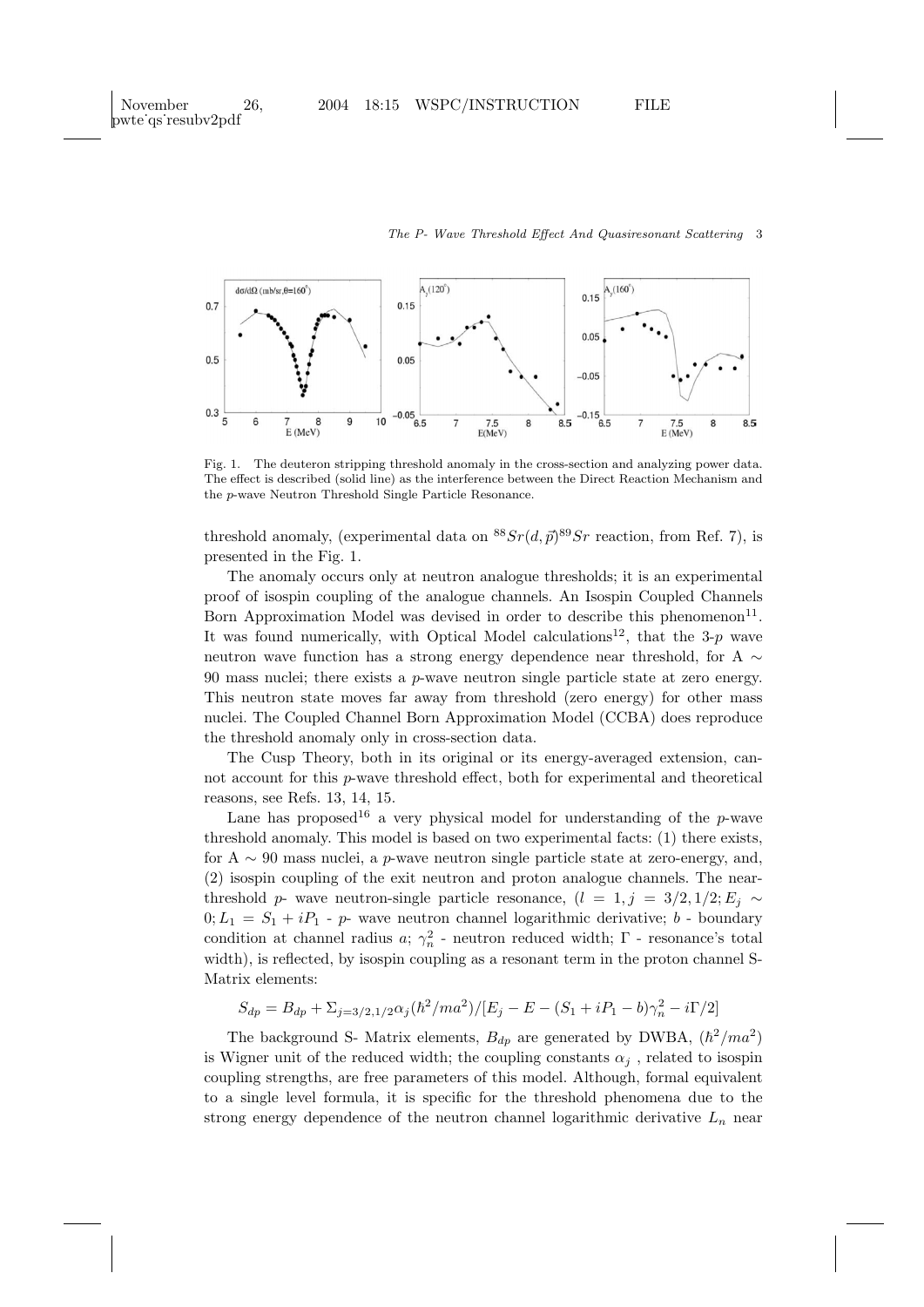Fig. 1. The deuteron stripping threshold anomaly in the cross-section and analyzing power data. The effect is described (solid line) as the interference between the Direct Reaction Mechanism and the $p$-wave Neutron Threshold Single Particle Resonance.

threshold anomaly, (experimental data on $^{88}Sr(d,\vec{p})^{89}Sr$ reaction, from Ref. 7), is presented in the Fig. 1.

The anomaly occurs only at neutron analogue thresholds; it is an experimental proof of isospin coupling of the analogue channels. An Isospin Coupled Channels Born Approximation Model was devised in order to describe this phenomenon[11]. It was found numerically, with Optical Model calculations[12], that the 3-$p$ wave neutron wave function has a strong energy dependence near threshold, for A $\sim$ 90 mass nuclei; there exists a $p$-wave neutron single particle state at zero energy. This neutron state moves far away from threshold (zero energy) for other mass nuclei. The Coupled Channel Born Approximation Model (CCBA) does reproduce the threshold anomaly only in cross-section data.

The Cusp Theory, both in its original or its energy-averaged extension, cannot account for this $p$-wave threshold effect, both for experimental and theoretical reasons, see Refs. 13, 14, 15.

Lane has proposed[16] a very physical model for understanding of the $p$-wave threshold anomaly. This model is based on two experimental facts: (1) there exists, for A $\sim$ 90 mass nuclei, a $p$-wave neutron single particle state at zero-energy, and, (2) isospin coupling of the exit neutron and proton analogue channels. The near-threshold $p$- wave neutron-single particle resonance, ($l = 1, j = 3/2, 1/2; E_j \sim 0; L_1 = S_1 + iP_1$ - $p$- wave neutron channel logarithmic derivative; $b$ - boundary condition at channel radius $a$; $\gamma_n^2$ - neutron reduced width; $\Gamma$ - resonance's total width), is reflected, by isospin coupling as a resonant term in the proton channel S-Matrix elements:

$$S_{dp} = B_{dp} + \Sigma_{j=3/2,1/2}\alpha_j(\hbar^2/ma^2)/[E_j - E - (S_1 + iP_1 - b)\gamma_n^2 - i\Gamma/2]$$

The background S- Matrix elements, $B_{dp}$ are generated by DWBA, $(\hbar^2/ma^2)$ is Wigner unit of the reduced width; the coupling constants $\alpha_j$ , related to isospin coupling strengths, are free parameters of this model. Although, formal equivalent to a single level formula, it is specific for the threshold phenomena due to the strong energy dependence of the neutron channel logarithmic derivative $L_n$ near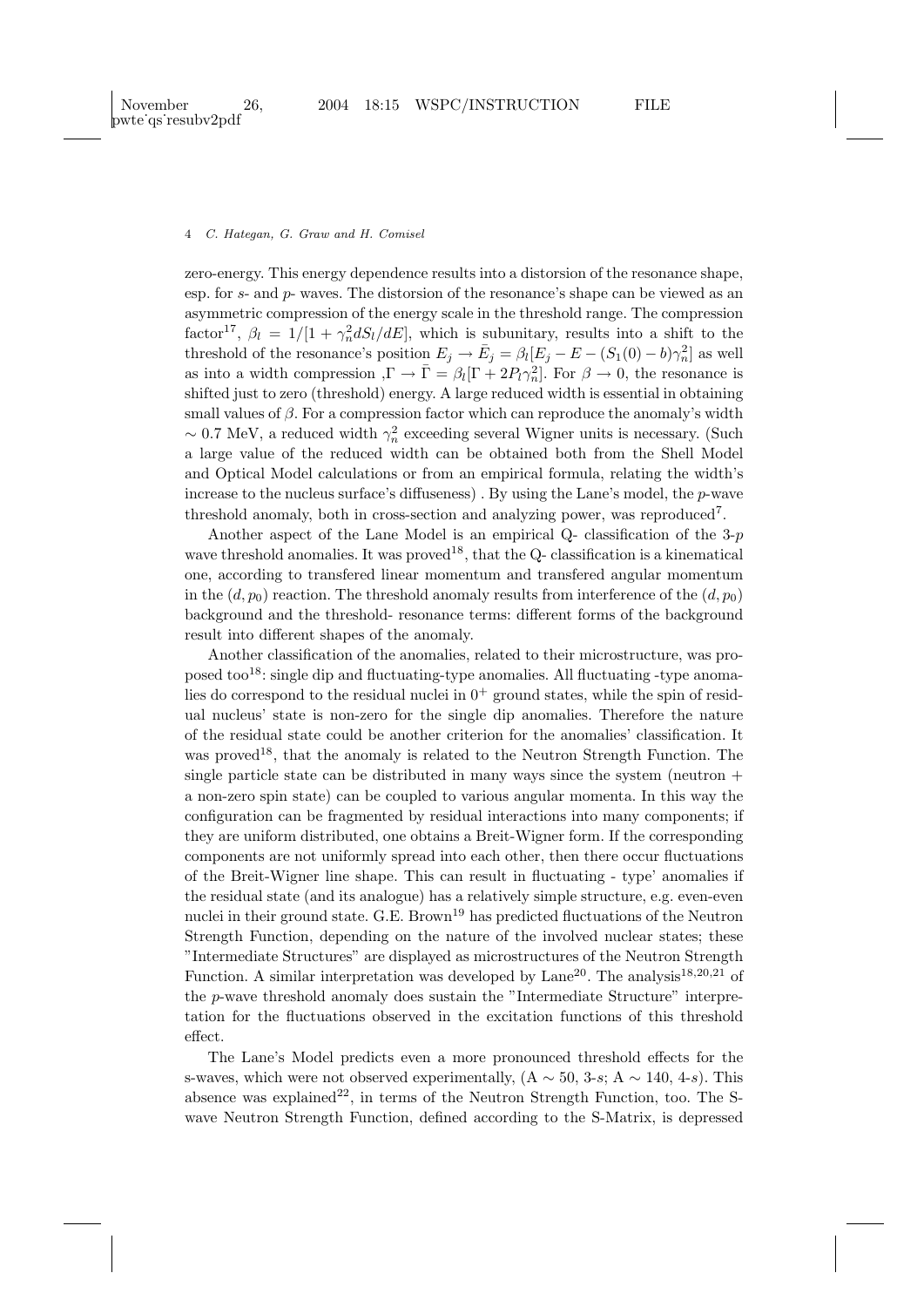zero-energy. This energy dependence results into a distorsion of the resonance shape, esp. for $s$- and $p$- waves. The distorsion of the resonance's shape can be viewed as an asymmetric compression of the energy scale in the threshold range. The compression factor[17], $\beta_l = 1/[1 + \gamma_n^2 dS_l/dE]$, which is subunitary, results into a shift to the threshold of the resonance's position $E_j \rightarrow \bar{E}_j = \beta_l[E_j - E - (S_1(0) - b)\gamma_n^2]$ as well as into a width compression ,$\Gamma \rightarrow \bar{\Gamma} = \beta_l[\Gamma + 2P_l\gamma_n^2]$. For $\beta \rightarrow 0$, the resonance is shifted just to zero (threshold) energy. A large reduced width is essential in obtaining small values of $\beta$. For a compression factor which can reproduce the anomaly's width $\sim 0.7$ MeV, a reduced width $\gamma_n^2$ exceeding several Wigner units is necessary. (Such a large value of the reduced width can be obtained both from the Shell Model and Optical Model calculations or from an empirical formula, relating the width's increase to the nucleus surface's diffuseness) . By using the Lane's model, the $p$-wave threshold anomaly, both in cross-section and analyzing power, was reproduced[7].

Another aspect of the Lane Model is an empirical Q- classification of the 3-$p$ wave threshold anomalies. It was proved[18], that the Q- classification is a kinematical one, according to transfered linear momentum and transfered angular momentum in the $(d, p_0)$ reaction. The threshold anomaly results from interference of the $(d, p_0)$ background and the threshold- resonance terms: different forms of the background result into different shapes of the anomaly.

Another classification of the anomalies, related to their microstructure, was proposed too[18]: single dip and fluctuating-type anomalies. All fluctuating -type anomalies do correspond to the residual nuclei in $0^+$ ground states, while the spin of residual nucleus' state is non-zero for the single dip anomalies. Therefore the nature of the residual state could be another criterion for the anomalies' classification. It was proved[18], that the anomaly is related to the Neutron Strength Function. The single particle state can be distributed in many ways since the system (neutron + a non-zero spin state) can be coupled to various angular momenta. In this way the configuration can be fragmented by residual interactions into many components; if they are uniform distributed, one obtains a Breit-Wigner form. If the corresponding components are not uniformly spread into each other, then there occur fluctuations of the Breit-Wigner line shape. This can result in fluctuating - type' anomalies if the residual state (and its analogue) has a relatively simple structure, e.g. even-even nuclei in their ground state. G.E. Brown[19] has predicted fluctuations of the Neutron Strength Function, depending on the nature of the involved nuclear states; these "Intermediate Structures" are displayed as microstructures of the Neutron Strength Function. A similar interpretation was developed by Lane[20]. The analysis[18,20,21] of the $p$-wave threshold anomaly does sustain the "Intermediate Structure" interpretation for the fluctuations observed in the excitation functions of this threshold effect.

The Lane's Model predicts even a more pronounced threshold effects for the s-waves, which were not observed experimentally, (A $\sim$ 50, 3-$s$; A $\sim$ 140, 4-$s$). This absence was explained[22], in terms of the Neutron Strength Function, too. The S-wave Neutron Strength Function, defined according to the S-Matrix, is depressed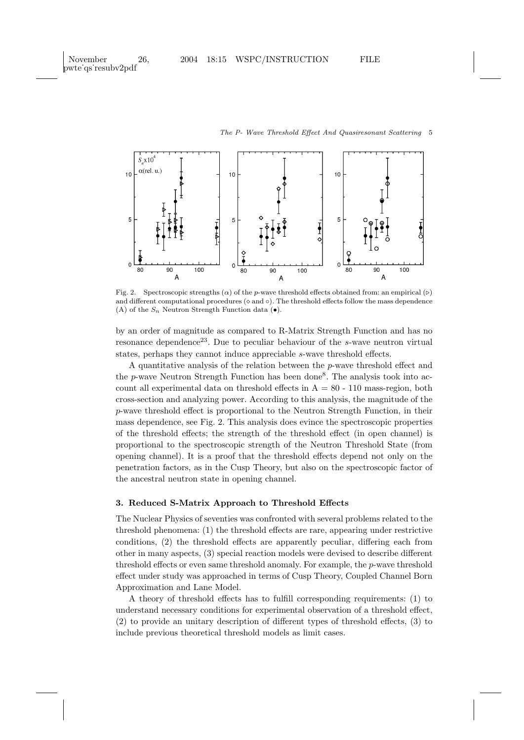Fig. 2. Spectroscopic strengths ($\alpha$) of the $p$-wave threshold effects obtained from: an empirical ($\triangleright$) and different computational procedures ($\diamond$ and $\circ$). The threshold effects follow the mass dependence (A) of the $S_n$ Neutron Strength Function data ($\bullet$).

by an order of magnitude as compared to R-Matrix Strength Function and has no resonance dependence[23]. Due to peculiar behaviour of the $s$-wave neutron virtual states, perhaps they cannot induce appreciable $s$-wave threshold effects.

A quantitative analysis of the relation between the $p$-wave threshold effect and the $p$-wave Neutron Strength Function has been done[8]. The analysis took into account all experimental data on threshold effects in A = 80 - 110 mass-region, both cross-section and analyzing power. According to this analysis, the magnitude of the $p$-wave threshold effect is proportional to the Neutron Strength Function, in their mass dependence, see Fig. 2. This analysis does evince the spectroscopic properties of the threshold effects; the strength of the threshold effect (in open channel) is proportional to the spectroscopic strength of the Neutron Threshold State (from opening channel). It is a proof that the threshold effects depend not only on the penetration factors, as in the Cusp Theory, but also on the spectroscopic factor of the ancestral neutron state in opening channel.

## 3. Reduced S-Matrix Approach to Threshold Effects

The Nuclear Physics of seventies was confronted with several problems related to the threshold phenomena: (1) the threshold effects are rare, appearing under restrictive conditions, (2) the threshold effects are apparently peculiar, differing each from other in many aspects, (3) special reaction models were devised to describe different threshold effects or even same threshold anomaly. For example, the $p$-wave threshold effect under study was approached in terms of Cusp Theory, Coupled Channel Born Approximation and Lane Model.

A theory of threshold effects has to fulfill corresponding requirements: (1) to understand necessary conditions for experimental observation of a threshold effect, (2) to provide an unitary description of different types of threshold effects, (3) to include previous theoretical threshold models as limit cases.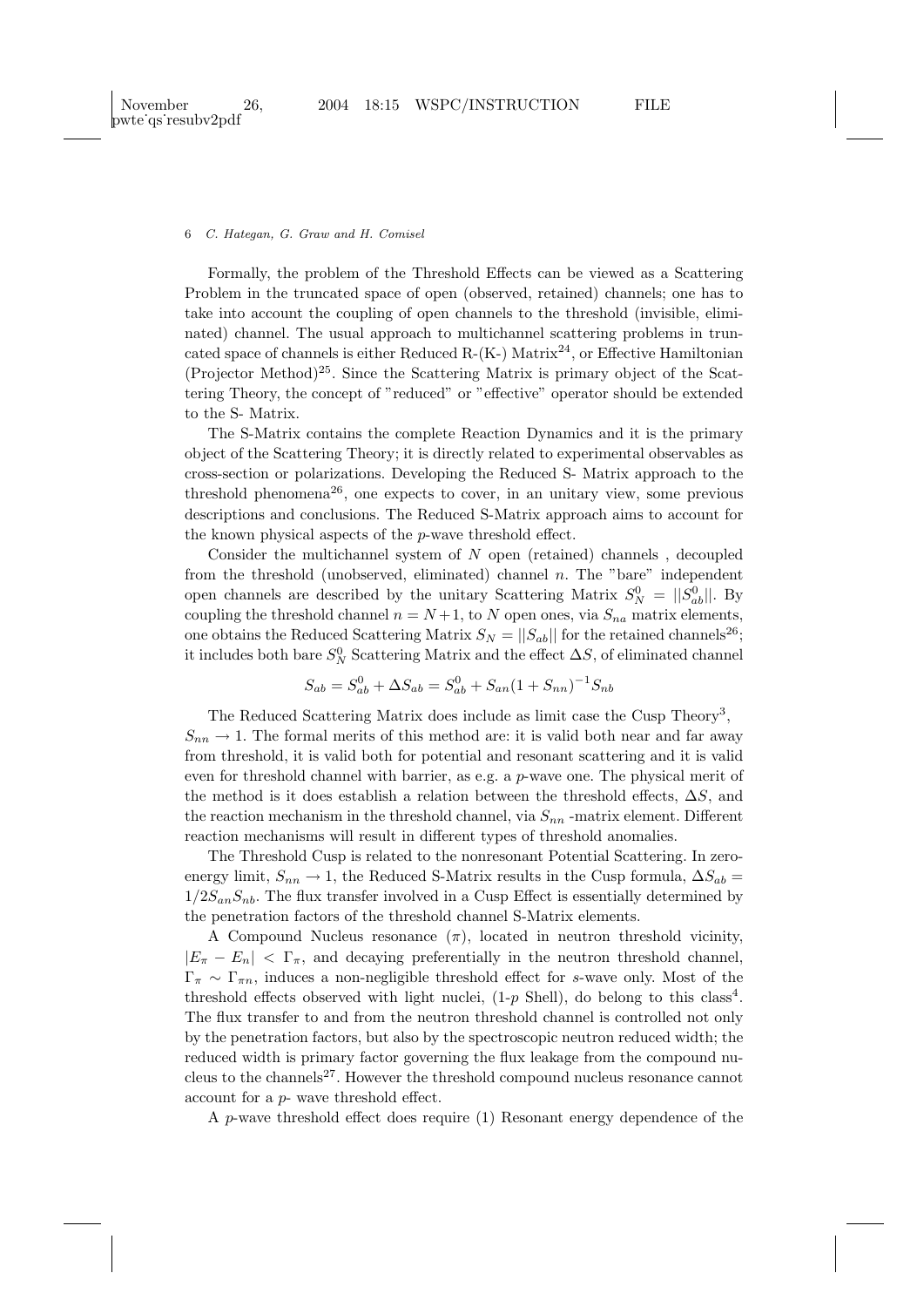Formally, the problem of the Threshold Effects can be viewed as a Scattering Problem in the truncated space of open (observed, retained) channels; one has to take into account the coupling of open channels to the threshold (invisible, eliminated) channel. The usual approach to multichannel scattering problems in truncated space of channels is either Reduced R-(K-) Matrix[24], or Effective Hamiltonian (Projector Method)[25]. Since the Scattering Matrix is primary object of the Scattering Theory, the concept of "reduced" or "effective" operator should be extended to the S- Matrix.

The S-Matrix contains the complete Reaction Dynamics and it is the primary object of the Scattering Theory; it is directly related to experimental observables as cross-section or polarizations. Developing the Reduced S- Matrix approach to the threshold phenomena[26], one expects to cover, in an unitary view, some previous descriptions and conclusions. The Reduced S-Matrix approach aims to account for the known physical aspects of the $p$-wave threshold effect.

Consider the multichannel system of $N$ open (retained) channels , decoupled from the threshold (unobserved, eliminated) channel $n$. The "bare" independent open channels are described by the unitary Scattering Matrix $S_N^0 = ||S_{ab}^0||$. By coupling the threshold channel $n = N+1$, to $N$ open ones, via $S_{na}$ matrix elements, one obtains the Reduced Scattering Matrix $S_N = ||S_{ab}||$ for the retained channels[26]; it includes both bare $S_N^0$ Scattering Matrix and the effect $\Delta S$, of eliminated channel

$$S_{ab} = S_{ab}^0 + \Delta S_{ab} = S_{ab}^0 + S_{an}(1 + S_{nn})^{-1} S_{nb}$$

The Reduced Scattering Matrix does include as limit case the Cusp Theory[3], $S_{nn} \to 1$. The formal merits of this method are: it is valid both near and far away from threshold, it is valid both for potential and resonant scattering and it is valid even for threshold channel with barrier, as e.g. a $p$-wave one. The physical merit of the method is it does establish a relation between the threshold effects, $\Delta S$, and the reaction mechanism in the threshold channel, via $S_{nn}$ -matrix element. Different reaction mechanisms will result in different types of threshold anomalies.

The Threshold Cusp is related to the nonresonant Potential Scattering. In zero-energy limit, $S_{nn} \to 1$, the Reduced S-Matrix results in the Cusp formula, $\Delta S_{ab} = 1/2 S_{an} S_{nb}$. The flux transfer involved in a Cusp Effect is essentially determined by the penetration factors of the threshold channel S-Matrix elements.

A Compound Nucleus resonance ($\pi$), located in neutron threshold vicinity, $|E_\pi - E_n| < \Gamma_\pi$, and decaying preferentially in the neutron threshold channel, $\Gamma_\pi \sim \Gamma_{\pi n}$, induces a non-negligible threshold effect for $s$-wave only. Most of the threshold effects observed with light nuclei, (1-$p$ Shell), do belong to this class[4]. The flux transfer to and from the neutron threshold channel is controlled not only by the penetration factors, but also by the spectroscopic neutron reduced width; the reduced width is primary factor governing the flux leakage from the compound nucleus to the channels[27]. However the threshold compound nucleus resonance cannot account for a $p$- wave threshold effect.

A $p$-wave threshold effect does require (1) Resonant energy dependence of the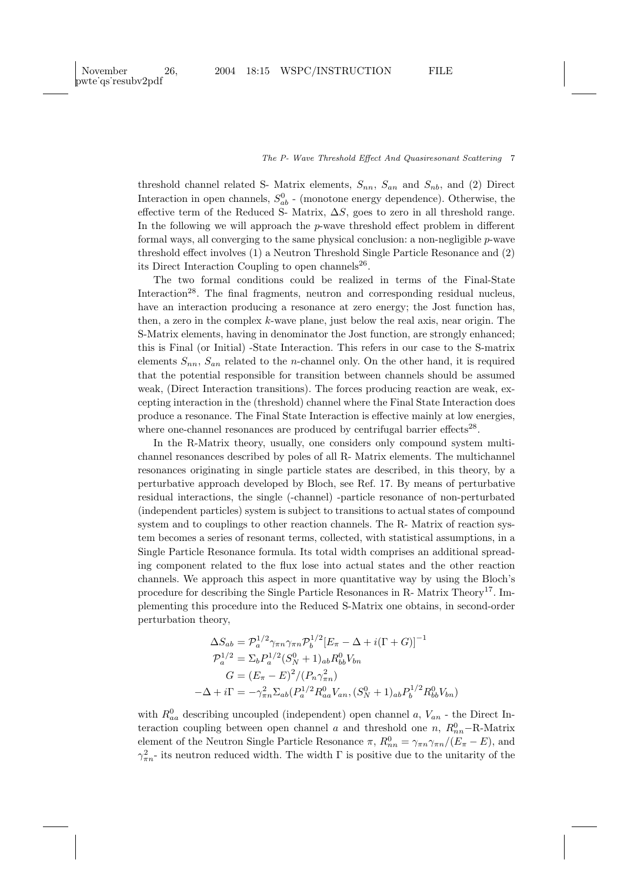threshold channel related S- Matrix elements, $S_{nn}$, $S_{an}$ and $S_{nb}$, and (2) Direct Interaction in open channels, $S^0_{ab}$ - (monotone energy dependence). Otherwise, the effective term of the Reduced S- Matrix, $\Delta S$, goes to zero in all threshold range. In the following we will approach the *p*-wave threshold effect problem in different formal ways, all converging to the same physical conclusion: a non-negligible *p*-wave threshold effect involves (1) a Neutron Threshold Single Particle Resonance and (2) its Direct Interaction Coupling to open channels[26].

The two formal conditions could be realized in terms of the Final-State Interaction[28]. The final fragments, neutron and corresponding residual nucleus, have an interaction producing a resonance at zero energy; the Jost function has, then, a zero in the complex *k*-wave plane, just below the real axis, near origin. The S-Matrix elements, having in denominator the Jost function, are strongly enhanced; this is Final (or Initial) -State Interaction. This refers in our case to the S-matrix elements $S_{nn}$, $S_{an}$ related to the *n*-channel only. On the other hand, it is required that the potential responsible for transition between channels should be assumed weak, (Direct Interaction transitions). The forces producing reaction are weak, excepting interaction in the (threshold) channel where the Final State Interaction does produce a resonance. The Final State Interaction is effective mainly at low energies, where one-channel resonances are produced by centrifugal barrier effects[28].

In the R-Matrix theory, usually, one considers only compound system multichannel resonances described by poles of all R- Matrix elements. The multichannel resonances originating in single particle states are described, in this theory, by a perturbative approach developed by Bloch, see Ref. 17. By means of perturbative residual interactions, the single (-channel) -particle resonance of non-perturbated (independent particles) system is subject to transitions to actual states of compound system and to couplings to other reaction channels. The R- Matrix of reaction system becomes a series of resonant terms, collected, with statistical assumptions, in a Single Particle Resonance formula. Its total width comprises an additional spreading component related to the flux lose into actual states and the other reaction channels. We approach this aspect in more quantitative way by using the Bloch's procedure for describing the Single Particle Resonances in R- Matrix Theory[17]. Implementing this procedure into the Reduced S-Matrix one obtains, in second-order perturbation theory,

$$
\begin{aligned}
\Delta S_{ab} &= \mathcal{P}_a^{1/2}\gamma_{\pi n}\gamma_{\pi n}\mathcal{P}_b^{1/2}[E_\pi - \Delta + i(\Gamma + G)]^{-1} \\
\mathcal{P}_a^{1/2} &= \Sigma_b P_a^{1/2}(S^0_N + 1)_{ab} R^0_{bb} V_{bn} \\
G &= (E_\pi - E)^2/(P_n \gamma^2_{\pi n}) \\
-\Delta + i\Gamma &= -\gamma^2_{\pi n}\Sigma_{ab}(P_a^{1/2} R^0_{aa} V_{an}, (S^0_N + 1)_{ab} P_b^{1/2} R^0_{bb} V_{bn})
\end{aligned}
$$

with $R^0_{aa}$ describing uncoupled (independent) open channel $a$, $V_{an}$ - the Direct Interaction coupling between open channel $a$ and threshold one $n$, $R^0_{nn}$−R-Matrix element of the Neutron Single Particle Resonance $\pi$, $R^0_{nn} = \gamma_{\pi n}\gamma_{\pi n}/(E_\pi - E)$, and $\gamma^2_{\pi n}$- its neutron reduced width. The width $\Gamma$ is positive due to the unitarity of the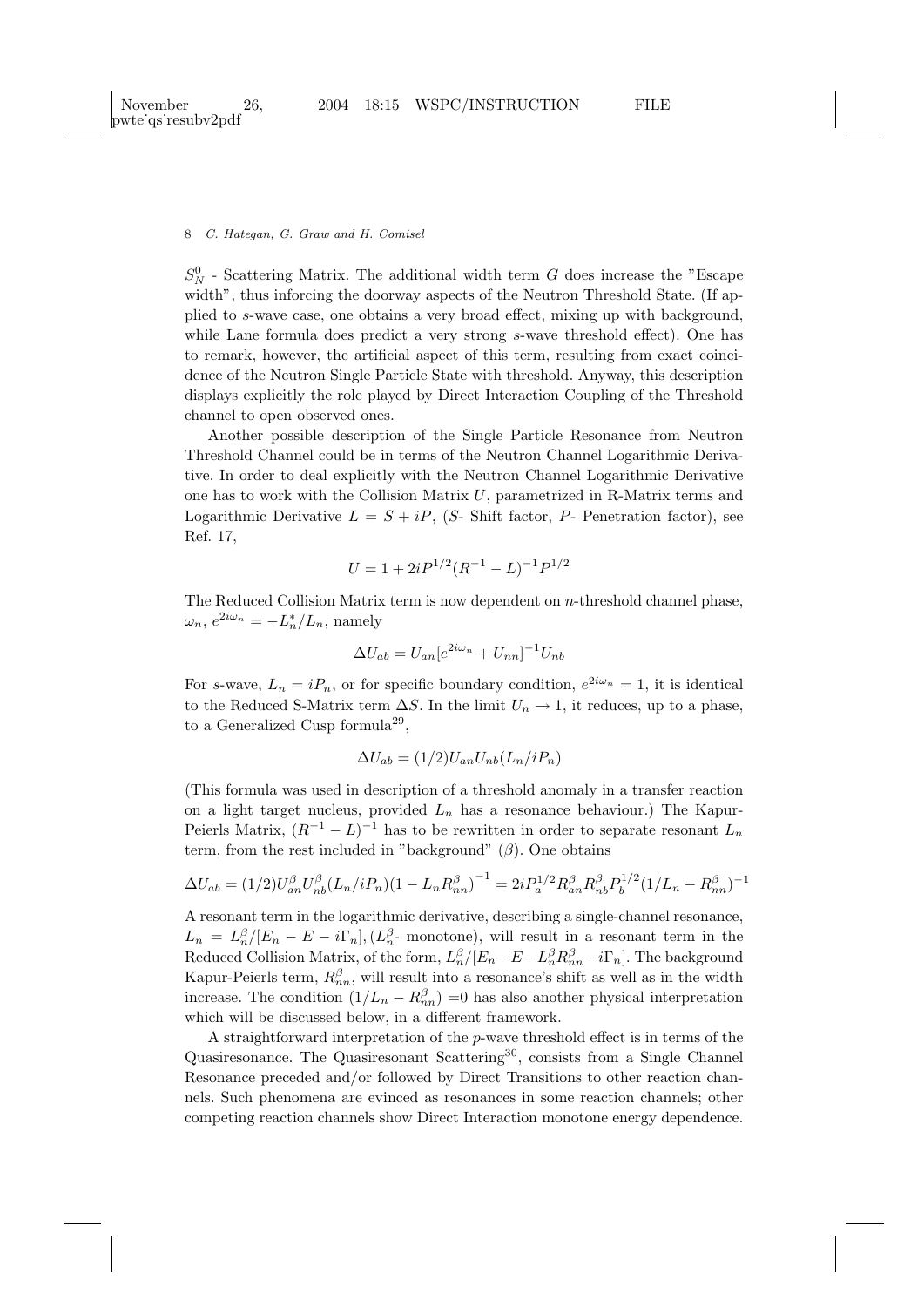$S_N^0$ - Scattering Matrix. The additional width term $G$ does increase the "Escape width", thus inforcing the doorway aspects of the Neutron Threshold State. (If applied to $s$-wave case, one obtains a very broad effect, mixing up with background, while Lane formula does predict a very strong $s$-wave threshold effect). One has to remark, however, the artificial aspect of this term, resulting from exact coincidence of the Neutron Single Particle State with threshold. Anyway, this description displays explicitly the role played by Direct Interaction Coupling of the Threshold channel to open observed ones.

Another possible description of the Single Particle Resonance from Neutron Threshold Channel could be in terms of the Neutron Channel Logarithmic Derivative. In order to deal explicitly with the Neutron Channel Logarithmic Derivative one has to work with the Collision Matrix $U$, parametrized in R-Matrix terms and Logarithmic Derivative $L = S + iP$, ($S$- Shift factor, $P$- Penetration factor), see Ref. 17,

$$U = 1 + 2iP^{1/2}(R^{-1} - L)^{-1}P^{1/2}$$

The Reduced Collision Matrix term is now dependent on $n$-threshold channel phase, $\omega_n$, $e^{2i\omega_n} = -L_n^*/L_n$, namely

$$\Delta U_{ab} = U_{an}[e^{2i\omega_n} + U_{nn}]^{-1}U_{nb}$$

For $s$-wave, $L_n = iP_n$, or for specific boundary condition, $e^{2i\omega_n} = 1$, it is identical to the Reduced S-Matrix term $\Delta S$. In the limit $U_n \to 1$, it reduces, up to a phase, to a Generalized Cusp formula[29],

$$\Delta U_{ab} = (1/2)U_{an}U_{nb}(L_n/iP_n)$$

(This formula was used in description of a threshold anomaly in a transfer reaction on a light target nucleus, provided $L_n$ has a resonance behaviour.) The Kapur-Peierls Matrix, $(R^{-1} - L)^{-1}$ has to be rewritten in order to separate resonant $L_n$ term, from the rest included in "background" ($\beta$). One obtains

$$\Delta U_{ab} = (1/2)U_{an}^{\beta}U_{nb}^{\beta}(L_n/iP_n)\left(1 - L_nR_{nn}^{\beta}\right)^{-1} = 2iP_a^{1/2}R_{an}^{\beta}R_{nb}^{\beta}P_b^{1/2}(1/L_n - R_{nn}^{\beta})^{-1}$$

A resonant term in the logarithmic derivative, describing a single-channel resonance, $L_n = L_n^{\beta}/[E_n - E - i\Gamma_n], (L_n^{\beta}$- monotone), will result in a resonant term in the Reduced Collision Matrix, of the form, $L_n^{\beta}/[E_n - E - L_n^{\beta}R_{nn}^{\beta} - i\Gamma_n]$. The background Kapur-Peierls term, $R_{nn}^{\beta}$, will result into a resonance's shift as well as in the width increase. The condition $(1/L_n - R_{nn}^{\beta})$ =0 has also another physical interpretation which will be discussed below, in a different framework.

A straightforward interpretation of the $p$-wave threshold effect is in terms of the Quasiresonance. The Quasiresonant Scattering[30], consists from a Single Channel Resonance preceded and/or followed by Direct Transitions to other reaction channels. Such phenomena are evinced as resonances in some reaction channels; other competing reaction channels show Direct Interaction monotone energy dependence.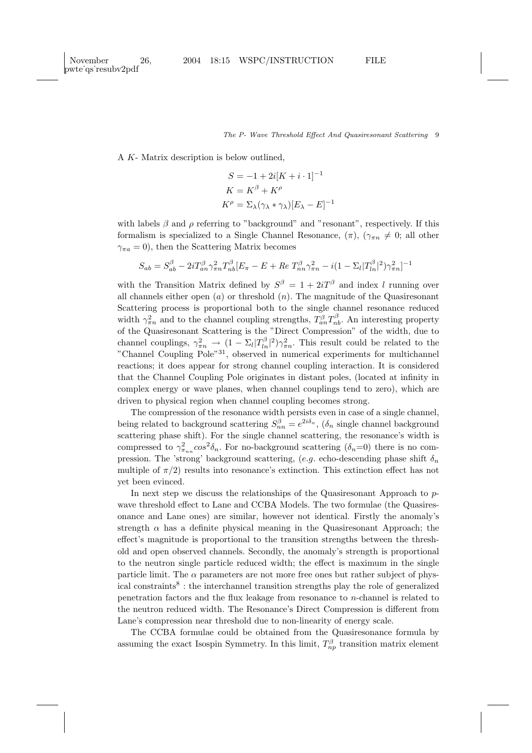A $K$- Matrix description is below outlined,

$$S = -1 + 2i[K + i \cdot 1]^{-1}$$
$$K = K^{\beta} + K^{\rho}$$
$$K^{\rho} = \Sigma_{\lambda}(\gamma_{\lambda} * \gamma_{\lambda})[E_{\lambda} - E]^{-1}$$

with labels $\beta$ and $\rho$ referring to "background" and "resonant", respectively. If this formalism is specialized to a Single Channel Resonance, ($\pi$), ($\gamma_{\pi n} \neq 0$; all other $\gamma_{\pi a} = 0$), then the Scattering Matrix becomes

$$S_{ab} = S^{\beta}_{ab} - 2iT^{\beta}_{an}\gamma^2_{\pi n}T^{\beta}_{nb}[E_{\pi} - E + Re\ T^{\beta}_{nn}\gamma^2_{\pi n} - i(1 - \Sigma_l |T^{\beta}_{ln}|^2)\gamma^2_{\pi n}]^{-1}$$

with the Transition Matrix defined by $S^{\beta} = 1 + 2iT^{\beta}$ and index $l$ running over all channels either open ($a$) or threshold ($n$). The magnitude of the Quasiresonant Scattering process is proportional both to the single channel resonance reduced width $\gamma^2_{\pi n}$ and to the channel coupling strengths, $T^{\beta}_{an}T^{\beta}_{nb}$. An interesting property of the Quasiresonant Scattering is the "Direct Compression" of the width, due to channel couplings, $\gamma^2_{\pi n} \rightarrow (1 - \Sigma_l |T^{\beta}_{ln}|^2)\gamma^2_{\pi n}$. This result could be related to the "Channel Coupling Pole"[31], observed in numerical experiments for multichannel reactions; it does appear for strong channel coupling interaction. It is considered that the Channel Coupling Pole originates in distant poles, (located at infinity in complex energy or wave planes, when channel couplings tend to zero), which are driven to physical region when channel coupling becomes strong.

The compression of the resonance width persists even in case of a single channel, being related to background scattering $S^{\beta}_{nn} = e^{2i\delta_n}$, ($\delta_n$ single channel background scattering phase shift). For the single channel scattering, the resonance's width is compressed to $\gamma^2_{\pi_{nn}} cos^2\delta_n$. For no-background scattering ($\delta_n$=0) there is no compression. The 'strong' background scattering, (*e.g.* echo-descending phase shift $\delta_n$ multiple of $\pi/2$) results into resonance's extinction. This extinction effect has not yet been evinced.

In next step we discuss the relationships of the Quasiresonant Approach to $p$-wave threshold effect to Lane and CCBA Models. The two formulae (the Quasiresonance and Lane ones) are similar, however not identical. Firstly the anomaly's strength $\alpha$ has a definite physical meaning in the Quasiresonant Approach; the effect's magnitude is proportional to the transition strengths between the threshold and open observed channels. Secondly, the anomaly's strength is proportional to the neutron single particle reduced width; the effect is maximum in the single particle limit. The $\alpha$ parameters are not more free ones but rather subject of physical constraints[8] : the interchannel transition strengths play the role of generalized penetration factors and the flux leakage from resonance to $n$-channel is related to the neutron reduced width. The Resonance's Direct Compression is different from Lane's compression near threshold due to non-linearity of energy scale.

The CCBA formulae could be obtained from the Quasiresonance formula by assuming the exact Isospin Symmetry. In this limit, $T^{\beta}_{np}$ transition matrix element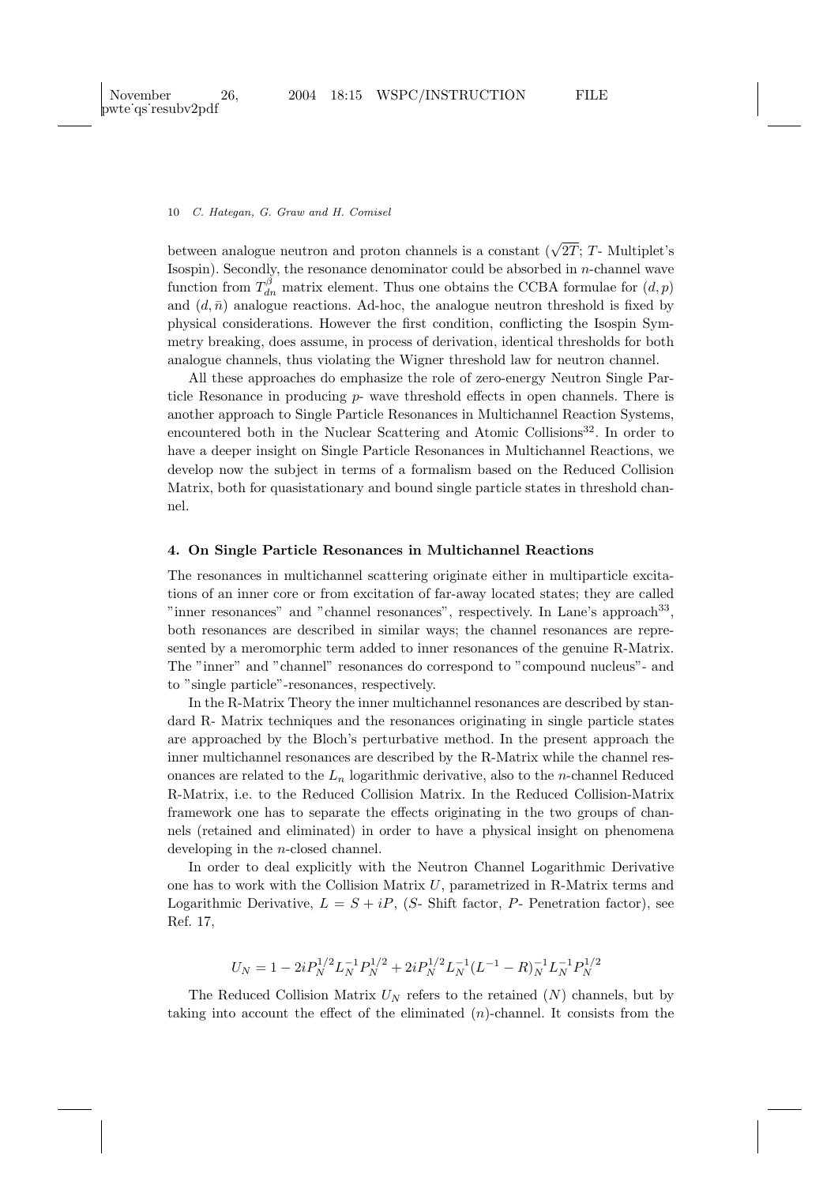between analogue neutron and proton channels is a constant ($\sqrt{2T}$; $T$- Multiplet's Isospin). Secondly, the resonance denominator could be absorbed in $n$-channel wave function from $T^{\beta}_{dn}$ matrix element. Thus one obtains the CCBA formulae for $(d,p)$ and $(d,\bar{n})$ analogue reactions. Ad-hoc, the analogue neutron threshold is fixed by physical considerations. However the first condition, conflicting the Isospin Symmetry breaking, does assume, in process of derivation, identical thresholds for both analogue channels, thus violating the Wigner threshold law for neutron channel.

All these approaches do emphasize the role of zero-energy Neutron Single Particle Resonance in producing $p$- wave threshold effects in open channels. There is another approach to Single Particle Resonances in Multichannel Reaction Systems, encountered both in the Nuclear Scattering and Atomic Collisions[32]. In order to have a deeper insight on Single Particle Resonances in Multichannel Reactions, we develop now the subject in terms of a formalism based on the Reduced Collision Matrix, both for quasistationary and bound single particle states in threshold channel.

## 4. On Single Particle Resonances in Multichannel Reactions

The resonances in multichannel scattering originate either in multiparticle excitations of an inner core or from excitation of far-away located states; they are called "inner resonances" and "channel resonances", respectively. In Lane's approach[33], both resonances are described in similar ways; the channel resonances are represented by a meromorphic term added to inner resonances of the genuine R-Matrix. The "inner" and "channel" resonances do correspond to "compound nucleus"- and to "single particle"-resonances, respectively.

In the R-Matrix Theory the inner multichannel resonances are described by standard R- Matrix techniques and the resonances originating in single particle states are approached by the Bloch's perturbative method. In the present approach the inner multichannel resonances are described by the R-Matrix while the channel resonances are related to the $L_n$ logarithmic derivative, also to the $n$-channel Reduced R-Matrix, i.e. to the Reduced Collision Matrix. In the Reduced Collision-Matrix framework one has to separate the effects originating in the two groups of channels (retained and eliminated) in order to have a physical insight on phenomena developing in the $n$-closed channel.

In order to deal explicitly with the Neutron Channel Logarithmic Derivative one has to work with the Collision Matrix $U$, parametrized in R-Matrix terms and Logarithmic Derivative, $L = S + iP$, ($S$- Shift factor, $P$- Penetration factor), see Ref. 17,

$$U_N = 1 - 2iP_N^{1/2} L_N^{-1} P_N^{1/2} + 2iP_N^{1/2} L_N^{-1} (L^{-1} - R)_N^{-1} L_N^{-1} P_N^{1/2}$$

The Reduced Collision Matrix $U_N$ refers to the retained ($N$) channels, but by taking into account the effect of the eliminated ($n$)-channel. It consists from the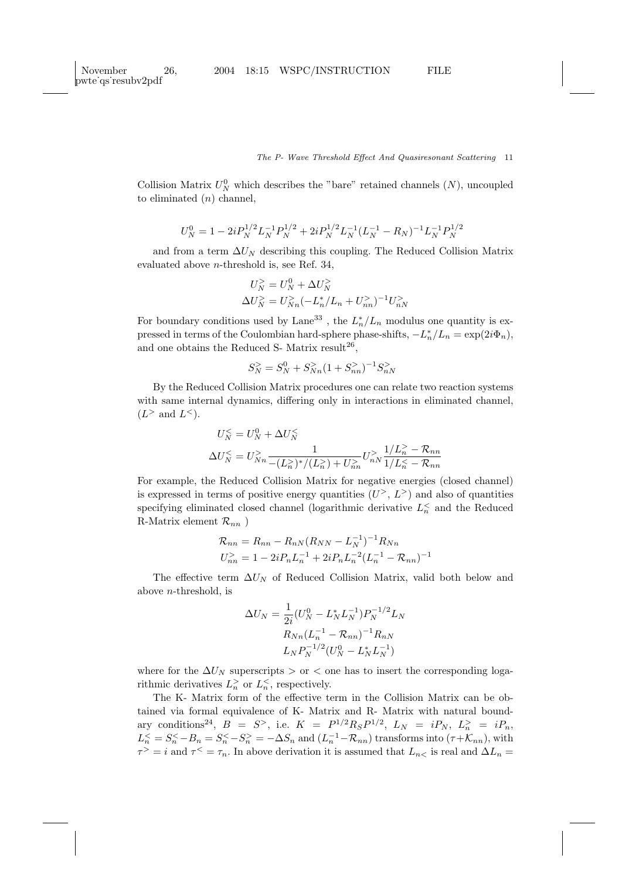Collision Matrix $U_N^0$ which describes the "bare" retained channels ($N$), uncoupled to eliminated ($n$) channel,

$$U_N^0 = 1 - 2iP_N^{1/2}L_N^{-1}P_N^{1/2} + 2iP_N^{1/2}L_N^{-1}(L_N^{-1} - R_N)^{-1}L_N^{-1}P_N^{1/2}$$

and from a term $\Delta U_N$ describing this coupling. The Reduced Collision Matrix evaluated above $n$-threshold is, see Ref. 34,

$$U_N^> = U_N^0 + \Delta U_N^>$$
$$\Delta U_N^> = U_{Nn}^>(-L_n^*/L_n + U_{nn}^>)^{-1}U_{nN}^>$$

For boundary conditions used by Lane[33] , the $L_n^*/L_n$ modulus one quantity is expressed in terms of the Coulombian hard-sphere phase-shifts, $-L_n^*/L_n = \exp(2i\Phi_n)$, and one obtains the Reduced S- Matrix result[26],

$$S_N^> = S_N^0 + S_{Nn}^>(1 + S_{nn}^>)^{-1}S_{nN}^>$$

By the Reduced Collision Matrix procedures one can relate two reaction systems with same internal dynamics, differing only in interactions in eliminated channel, ($L^>$ and $L^<$).

$$U_N^< = U_N^0 + \Delta U_N^<$$
$$\Delta U_N^< = U_{Nn}^> \frac{1}{-(L_n^>)^*/(L_n^>) + U_{nn}^>} U_{nN}^> \frac{1/L_n^> - \mathcal{R}_{nn}}{1/L_n^< - \mathcal{R}_{nn}}$$

For example, the Reduced Collision Matrix for negative energies (closed channel) is expressed in terms of positive energy quantities ($U^>$, $L^>$) and also of quantities specifying eliminated closed channel (logarithmic derivative $L_n^<$ and the Reduced R-Matrix element $\mathcal{R}_{nn}$ )

$$\mathcal{R}_{nn} = R_{nn} - R_{nN}(R_{NN} - L_N^{-1})^{-1}R_{Nn}$$
$$U_{nn}^> = 1 - 2iP_nL_n^{-1} + 2iP_nL_n^{-2}(L_n^{-1} - \mathcal{R}_{nn})^{-1}$$

The effective term $\Delta U_N$ of Reduced Collision Matrix, valid both below and above $n$-threshold, is

$$\Delta U_N = \frac{1}{2i}(U_N^0 - L_N^*L_N^{-1})P_N^{-1/2}L_N$$
$$R_{Nn}(L_n^{-1} - \mathcal{R}_{nn})^{-1}R_{nN}$$
$$L_NP_N^{-1/2}(U_N^0 - L_N^*L_N^{-1})$$

where for the $\Delta U_N$ superscripts $>$ or $<$ one has to insert the corresponding logarithmic derivatives $L_n^>$ or $L_n^<$, respectively.

The K- Matrix form of the effective term in the Collision Matrix can be obtained via formal equivalence of K- Matrix and R- Matrix with natural boundary conditions[24], $B = S^>$, i.e. $K = P^{1/2}R_SP^{1/2}$, $L_N = iP_N$, $L_n^> = iP_n$, $L_n^< = S_n^< - B_n = S_n^< - S_n^> = -\Delta S_n$ and $(L_n^{-1} - \mathcal{R}_{nn})$ transforms into $(\tau + \mathcal{K}_{nn})$, with $\tau^> = i$ and $\tau^< = \tau_n$. In above derivation it is assumed that $L_{n<}$ is real and $\Delta L_n =$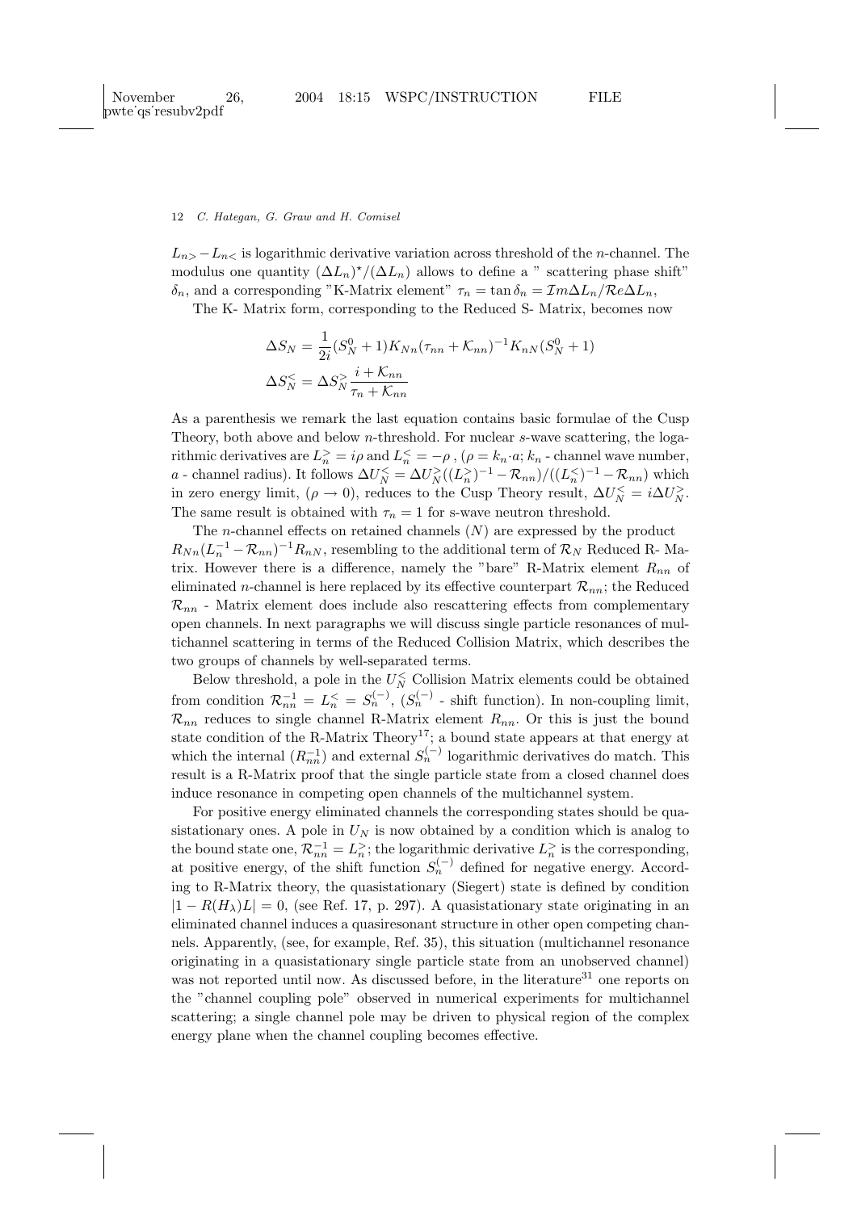$L_{n>} - L_{n<}$ is logarithmic derivative variation across threshold of the $n$-channel. The modulus one quantity $(\Delta L_n)^\star/(\Delta L_n)$ allows to define a " scattering phase shift" $\delta_n$, and a corresponding "K-Matrix element" $\tau_n = \tan\delta_n = \mathcal{I}m\Delta L_n/\mathcal{R}e\Delta L_n$,

The K- Matrix form, corresponding to the Reduced S- Matrix, becomes now

$$\Delta S_N = \frac{1}{2i}(S_N^0 + 1)K_{Nn}(\tau_{nn} + \mathcal{K}_{nn})^{-1}K_{nN}(S_N^0 + 1)$$

$$\Delta S_N^< = \Delta S_N^> \frac{i + \mathcal{K}_{nn}}{\tau_n + \mathcal{K}_{nn}}$$

As a parenthesis we remark the last equation contains basic formulae of the Cusp Theory, both above and below $n$-threshold. For nuclear $s$-wave scattering, the logarithmic derivatives are $L_n^> = i\rho$ and $L_n^< = -\rho$ , ($\rho = k_n \cdot a$; $k_n$ - channel wave number, $a$ - channel radius). It follows $\Delta U_N^< = \Delta U_N^>((L_n^>)^{-1} - \mathcal{R}_{nn})/((L_n^<)^{-1} - \mathcal{R}_{nn})$ which in zero energy limit, ($\rho \to 0$), reduces to the Cusp Theory result, $\Delta U_N^< = i\Delta U_N^>$. The same result is obtained with $\tau_n = 1$ for s-wave neutron threshold.

The $n$-channel effects on retained channels ($N$) are expressed by the product $R_{Nn}(L_n^{-1} - \mathcal{R}_{nn})^{-1}R_{nN}$, resembling to the additional term of $\mathcal{R}_N$ Reduced R- Matrix. However there is a difference, namely the "bare" R-Matrix element $R_{nn}$ of eliminated $n$-channel is here replaced by its effective counterpart $\mathcal{R}_{nn}$; the Reduced $\mathcal{R}_{nn}$ - Matrix element does include also rescattering effects from complementary open channels. In next paragraphs we will discuss single particle resonances of multichannel scattering in terms of the Reduced Collision Matrix, which describes the two groups of channels by well-separated terms.

Below threshold, a pole in the $U_N^<$ Collision Matrix elements could be obtained from condition $\mathcal{R}_{nn}^{-1} = L_n^< = S_n^{(-)}$, ($S_n^{(-)}$ - shift function). In non-coupling limit, $\mathcal{R}_{nn}$ reduces to single channel R-Matrix element $R_{nn}$. Or this is just the bound state condition of the R-Matrix Theory[17]; a bound state appears at that energy at which the internal ($R_{nn}^{-1}$) and external $S_n^{(-)}$ logarithmic derivatives do match. This result is a R-Matrix proof that the single particle state from a closed channel does induce resonance in competing open channels of the multichannel system.

For positive energy eliminated channels the corresponding states should be quasistationary ones. A pole in $U_N$ is now obtained by a condition which is analog to the bound state one, $\mathcal{R}_{nn}^{-1} = L_n^>$; the logarithmic derivative $L_n^>$ is the corresponding, at positive energy, of the shift function $S_n^{(-)}$ defined for negative energy. According to R-Matrix theory, the quasistationary (Siegert) state is defined by condition $|1 - R(H_\lambda)L| = 0$, (see Ref. 17, p. 297). A quasistationary state originating in an eliminated channel induces a quasiresonant structure in other open competing channels. Apparently, (see, for example, Ref. 35), this situation (multichannel resonance originating in a quasistationary single particle state from an unobserved channel) was not reported until now. As discussed before, in the literature[31] one reports on the "channel coupling pole" observed in numerical experiments for multichannel scattering; a single channel pole may be driven to physical region of the complex energy plane when the channel coupling becomes effective.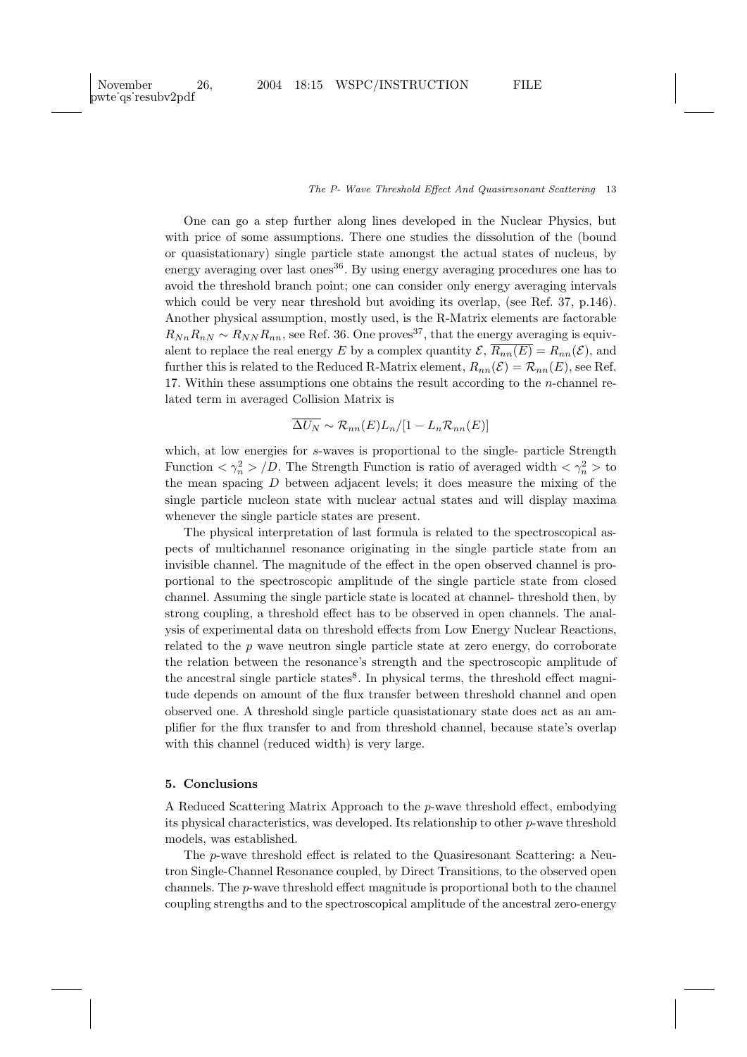One can go a step further along lines developed in the Nuclear Physics, but with price of some assumptions. There one studies the dissolution of the (bound or quasistationary) single particle state amongst the actual states of nucleus, by energy averaging over last ones[36]. By using energy averaging procedures one has to avoid the threshold branch point; one can consider only energy averaging intervals which could be very near threshold but avoiding its overlap, (see Ref. 37, p.146). Another physical assumption, mostly used, is the R-Matrix elements are factorable $R_{Nn}R_{nN} \sim R_{NN}R_{nn}$, see Ref. 36. One proves[37], that the energy averaging is equivalent to replace the real energy $E$ by a complex quantity $\mathcal{E}$, $\overline{R_{nn}(E)} = R_{nn}(\mathcal{E})$, and further this is related to the Reduced R-Matrix element, $R_{nn}(\mathcal{E}) = \mathcal{R}_{nn}(E)$, see Ref. 17. Within these assumptions one obtains the result according to the $n$-channel related term in averaged Collision Matrix is

$$\overline{\Delta U_N} \sim \mathcal{R}_{nn}(E)L_n/[1 - L_n\mathcal{R}_{nn}(E)]$$

which, at low energies for $s$-waves is proportional to the single- particle Strength Function $< \gamma_n^2 > /D$. The Strength Function is ratio of averaged width $< \gamma_n^2 >$ to the mean spacing $D$ between adjacent levels; it does measure the mixing of the single particle nucleon state with nuclear actual states and will display maxima whenever the single particle states are present.

The physical interpretation of last formula is related to the spectroscopical aspects of multichannel resonance originating in the single particle state from an invisible channel. The magnitude of the effect in the open observed channel is proportional to the spectroscopic amplitude of the single particle state from closed channel. Assuming the single particle state is located at channel- threshold then, by strong coupling, a threshold effect has to be observed in open channels. The analysis of experimental data on threshold effects from Low Energy Nuclear Reactions, related to the $p$ wave neutron single particle state at zero energy, do corroborate the relation between the resonance's strength and the spectroscopic amplitude of the ancestral single particle states[8]. In physical terms, the threshold effect magnitude depends on amount of the flux transfer between threshold channel and open observed one. A threshold single particle quasistationary state does act as an amplifier for the flux transfer to and from threshold channel, because state's overlap with this channel (reduced width) is very large.

## 5. Conclusions

A Reduced Scattering Matrix Approach to the $p$-wave threshold effect, embodying its physical characteristics, was developed. Its relationship to other $p$-wave threshold models, was established.

The $p$-wave threshold effect is related to the Quasiresonant Scattering: a Neutron Single-Channel Resonance coupled, by Direct Transitions, to the observed open channels. The $p$-wave threshold effect magnitude is proportional both to the channel coupling strengths and to the spectroscopical amplitude of the ancestral zero-energy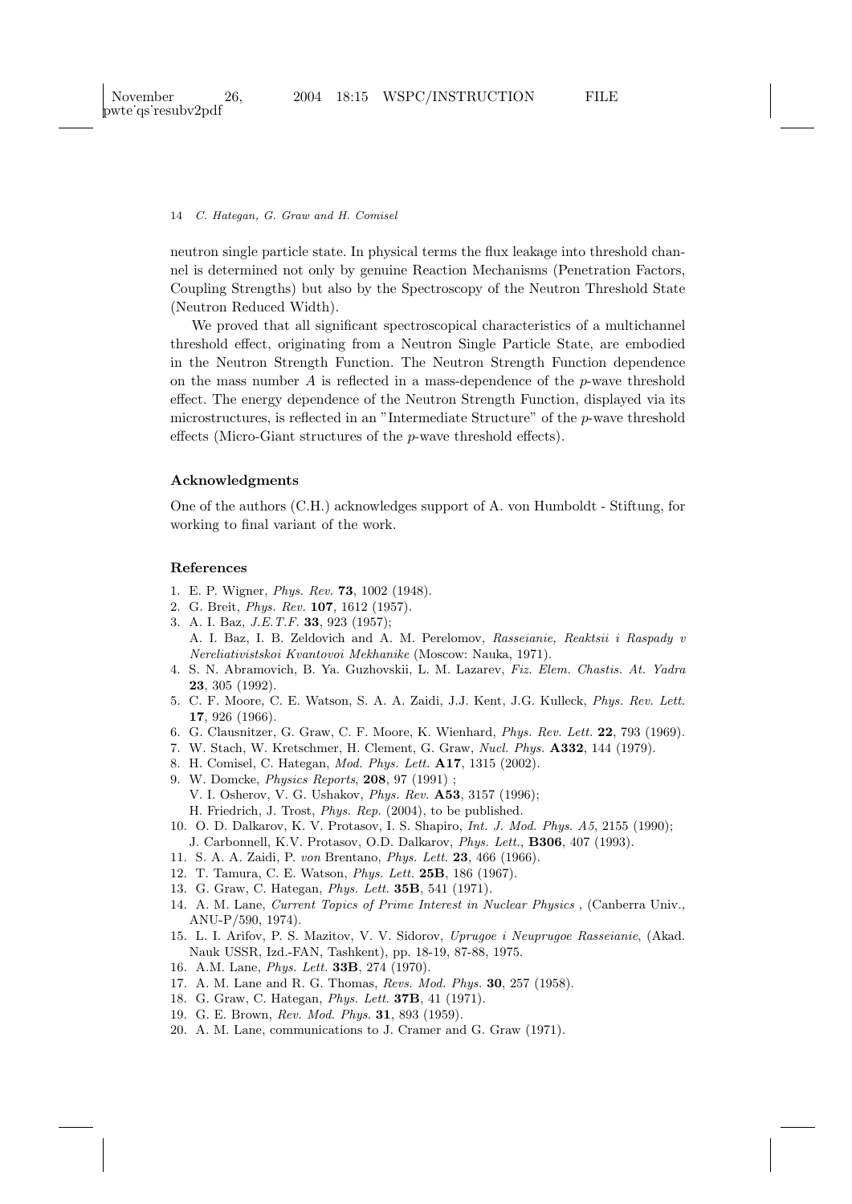neutron single particle state. In physical terms the flux leakage into threshold channel is determined not only by genuine Reaction Mechanisms (Penetration Factors, Coupling Strengths) but also by the Spectroscopy of the Neutron Threshold State (Neutron Reduced Width).

We proved that all significant spectroscopical characteristics of a multichannel threshold effect, originating from a Neutron Single Particle State, are embodied in the Neutron Strength Function. The Neutron Strength Function dependence on the mass number $A$ is reflected in a mass-dependence of the $p$-wave threshold effect. The energy dependence of the Neutron Strength Function, displayed via its microstructures, is reflected in an "Intermediate Structure" of the $p$-wave threshold effects (Micro-Giant structures of the $p$-wave threshold effects).

## Acknowledgments

One of the authors (C.H.) acknowledges support of A. von Humboldt - Stiftung, for working to final variant of the work.

## References

1. E. P. Wigner, *Phys. Rev.* **73**, 1002 (1948).
2. G. Breit, *Phys. Rev.* **107**, 1612 (1957).
3. A. I. Baz, *J.E.T.F.* **33**, 923 (1957);
   A. I. Baz, I. B. Zeldovich and A. M. Perelomov, *Rasseianie, Reaktsii i Raspady v Nereliativistskoi Kvantovoi Mekhanike* (Moscow: Nauka, 1971).
4. S. N. Abramovich, B. Ya. Guzhovskii, L. M. Lazarev, *Fiz. Elem. Chastis. At. Yadra* **23**, 305 (1992).
5. C. F. Moore, C. E. Watson, S. A. A. Zaidi, J.J. Kent, J.G. Kulleck, *Phys. Rev. Lett.* **17**, 926 (1966).
6. G. Clausnitzer, G. Graw, C. F. Moore, K. Wienhard, *Phys. Rev. Lett.* **22**, 793 (1969).
7. W. Stach, W. Kretschmer, H. Clement, G. Graw, *Nucl. Phys.* **A332**, 144 (1979).
8. H. Comisel, C. Hategan, *Mod. Phys. Lett.* **A17**, 1315 (2002).
9. W. Domcke, *Physics Reports*, **208**, 97 (1991) ;
   V. I. Osherov, V. G. Ushakov, *Phys. Rev.* **A53**, 3157 (1996);
   H. Friedrich, J. Trost, *Phys. Rep.* (2004), to be published.
10. O. D. Dalkarov, K. V. Protasov, I. S. Shapiro, *Int. J. Mod. Phys. A5*, 2155 (1990);
    J. Carbonnell, K.V. Protasov, O.D. Dalkarov, *Phys. Lett.*, **B306**, 407 (1993).
11. S. A. A. Zaidi, P. *von* Brentano, *Phys. Lett.* **23**, 466 (1966).
12. T. Tamura, C. E. Watson, *Phys. Lett.* **25B**, 186 (1967).
13. G. Graw, C. Hategan, *Phys. Lett.* **35B**, 541 (1971).
14. A. M. Lane, *Current Topics of Prime Interest in Nuclear Physics* , (Canberra Univ., ANU-P/590, 1974).
15. L. I. Arifov, P. S. Mazitov, V. V. Sidorov, *Uprugoe i Neuprugoe Rasseianie*, (Akad. Nauk USSR, Izd.-FAN, Tashkent), pp. 18-19, 87-88, 1975.
16. A.M. Lane, *Phys. Lett.* **33B**, 274 (1970).
17. A. M. Lane and R. G. Thomas, *Revs. Mod. Phys.* **30**, 257 (1958).
18. G. Graw, C. Hategan, *Phys. Lett.* **37B**, 41 (1971).
19. G. E. Brown, *Rev. Mod. Phys.* **31**, 893 (1959).
20. A. M. Lane, communications to J. Cramer and G. Graw (1971).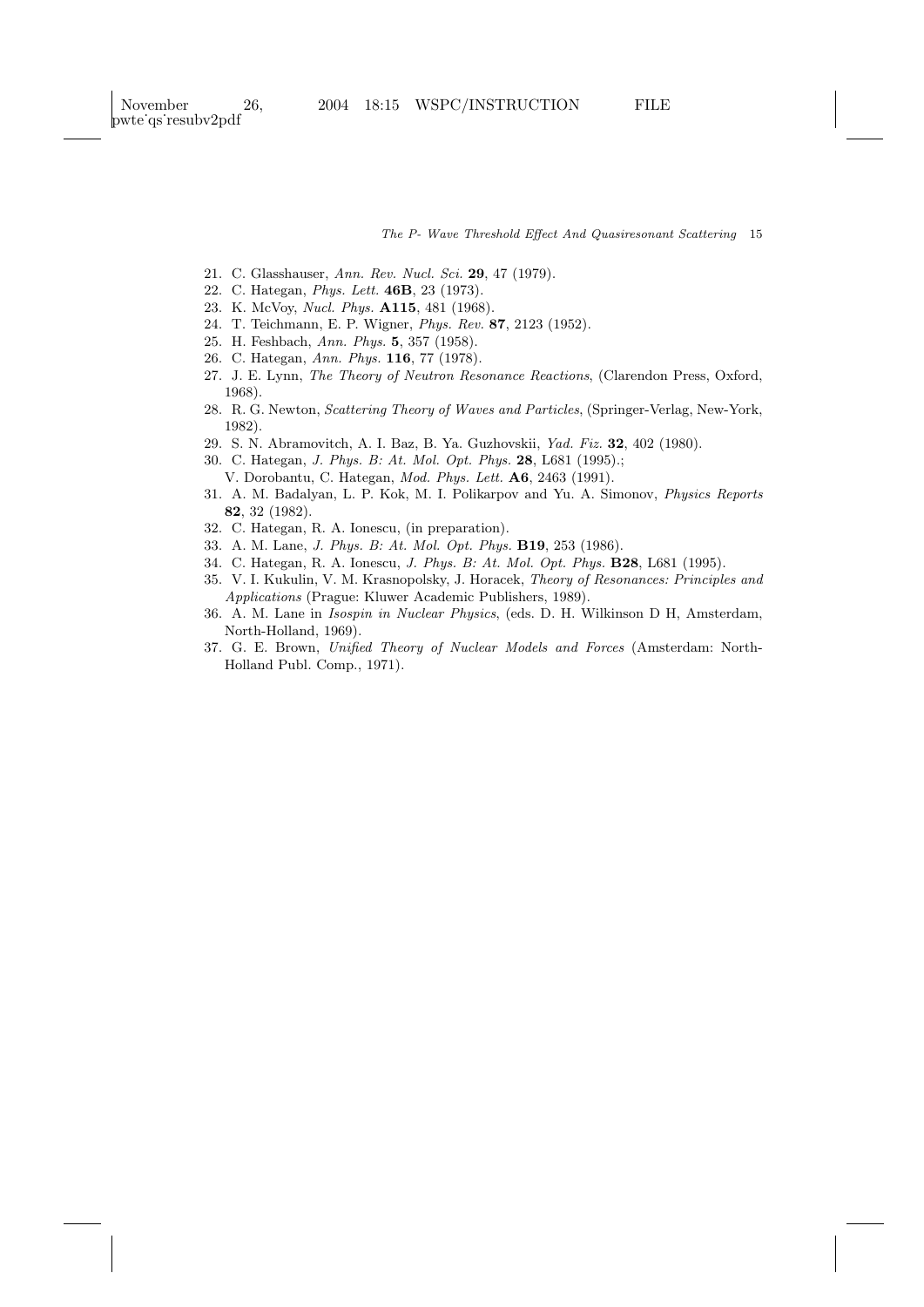21. C. Glasshauser, *Ann. Rev. Nucl. Sci.* **29**, 47 (1979).
22. C. Hategan, *Phys. Lett.* **46B**, 23 (1973).
23. K. McVoy, *Nucl. Phys.* **A115**, 481 (1968).
24. T. Teichmann, E. P. Wigner, *Phys. Rev.* **87**, 2123 (1952).
25. H. Feshbach, *Ann. Phys.* **5**, 357 (1958).
26. C. Hategan, *Ann. Phys.* **116**, 77 (1978).
27. J. E. Lynn, *The Theory of Neutron Resonance Reactions*, (Clarendon Press, Oxford, 1968).
28. R. G. Newton, *Scattering Theory of Waves and Particles*, (Springer-Verlag, New-York, 1982).
29. S. N. Abramovitch, A. I. Baz, B. Ya. Guzhovskii, *Yad. Fiz.* **32**, 402 (1980).
30. C. Hategan, *J. Phys. B: At. Mol. Opt. Phys.* **28**, L681 (1995).;
    V. Dorobantu, C. Hategan, *Mod. Phys. Lett.* **A6**, 2463 (1991).
31. A. M. Badalyan, L. P. Kok, M. I. Polikarpov and Yu. A. Simonov, *Physics Reports* **82**, 32 (1982).
32. C. Hategan, R. A. Ionescu, (in preparation).
33. A. M. Lane, *J. Phys. B: At. Mol. Opt. Phys.* **B19**, 253 (1986).
34. C. Hategan, R. A. Ionescu, *J. Phys. B: At. Mol. Opt. Phys.* **B28**, L681 (1995).
35. V. I. Kukulin, V. M. Krasnopolsky, J. Horacek, *Theory of Resonances: Principles and Applications* (Prague: Kluwer Academic Publishers, 1989).
36. A. M. Lane in *Isospin in Nuclear Physics*, (eds. D. H. Wilkinson D H, Amsterdam, North-Holland, 1969).
37. G. E. Brown, *Unified Theory of Nuclear Models and Forces* (Amsterdam: North-Holland Publ. Comp., 1971).